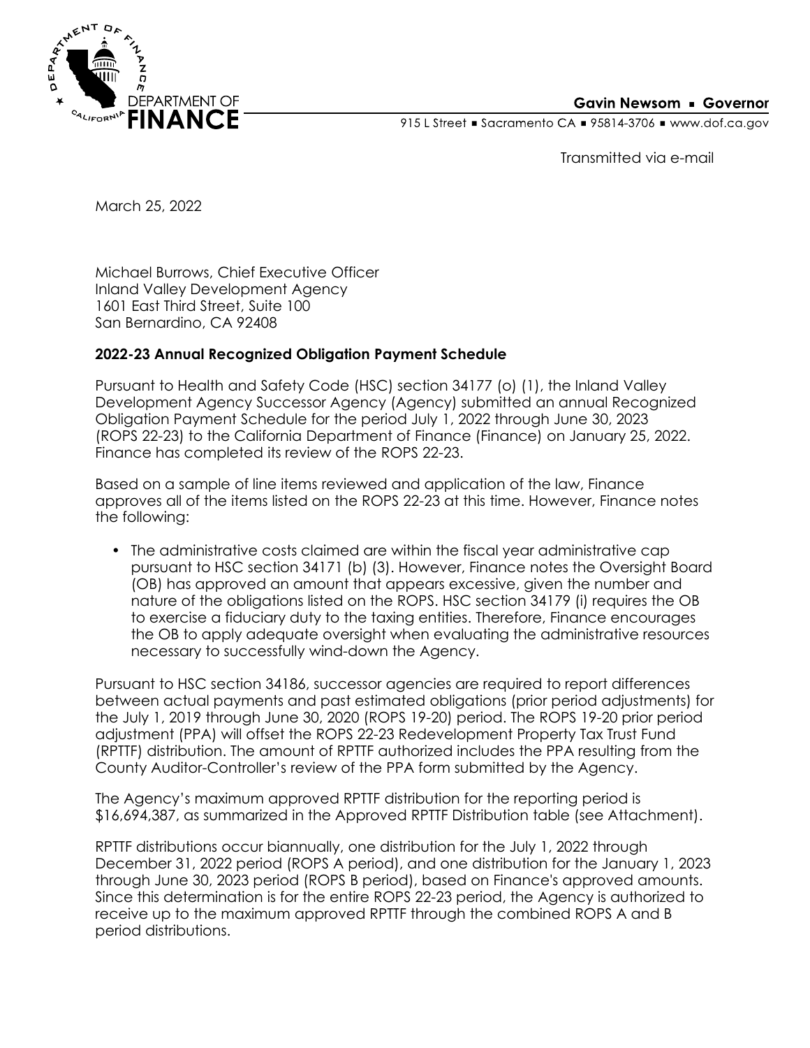DEPARTMENT OF FINANCE

**Gavin Newsom ▪ Governor**

915 L Street ▪ Sacramento CA ▪ 95814-3706 ▪ www.dof.ca.gov

Transmitted via e-mail

March 25, 2022

Michael Burrows, Chief Executive Officer
Inland Valley Development Agency
1601 East Third Street, Suite 100
San Bernardino, CA 92408

**2022-23 Annual Recognized Obligation Payment Schedule**

Pursuant to Health and Safety Code (HSC) section 34177 (o) (1), the Inland Valley Development Agency Successor Agency (Agency) submitted an annual Recognized Obligation Payment Schedule for the period July 1, 2022 through June 30, 2023 (ROPS 22-23) to the California Department of Finance (Finance) on January 25, 2022. Finance has completed its review of the ROPS 22-23.

Based on a sample of line items reviewed and application of the law, Finance approves all of the items listed on the ROPS 22-23 at this time. However, Finance notes the following:

- The administrative costs claimed are within the fiscal year administrative cap pursuant to HSC section 34171 (b) (3). However, Finance notes the Oversight Board (OB) has approved an amount that appears excessive, given the number and nature of the obligations listed on the ROPS. HSC section 34179 (i) requires the OB to exercise a fiduciary duty to the taxing entities. Therefore, Finance encourages the OB to apply adequate oversight when evaluating the administrative resources necessary to successfully wind-down the Agency.

Pursuant to HSC section 34186, successor agencies are required to report differences between actual payments and past estimated obligations (prior period adjustments) for the July 1, 2019 through June 30, 2020 (ROPS 19-20) period. The ROPS 19-20 prior period adjustment (PPA) will offset the ROPS 22-23 Redevelopment Property Tax Trust Fund (RPTTF) distribution. The amount of RPTTF authorized includes the PPA resulting from the County Auditor-Controller's review of the PPA form submitted by the Agency.

The Agency's maximum approved RPTTF distribution for the reporting period is $16,694,387, as summarized in the Approved RPTTF Distribution table (see Attachment).

RPTTF distributions occur biannually, one distribution for the July 1, 2022 through December 31, 2022 period (ROPS A period), and one distribution for the January 1, 2023 through June 30, 2023 period (ROPS B period), based on Finance's approved amounts. Since this determination is for the entire ROPS 22-23 period, the Agency is authorized to receive up to the maximum approved RPTTF through the combined ROPS A and B period distributions.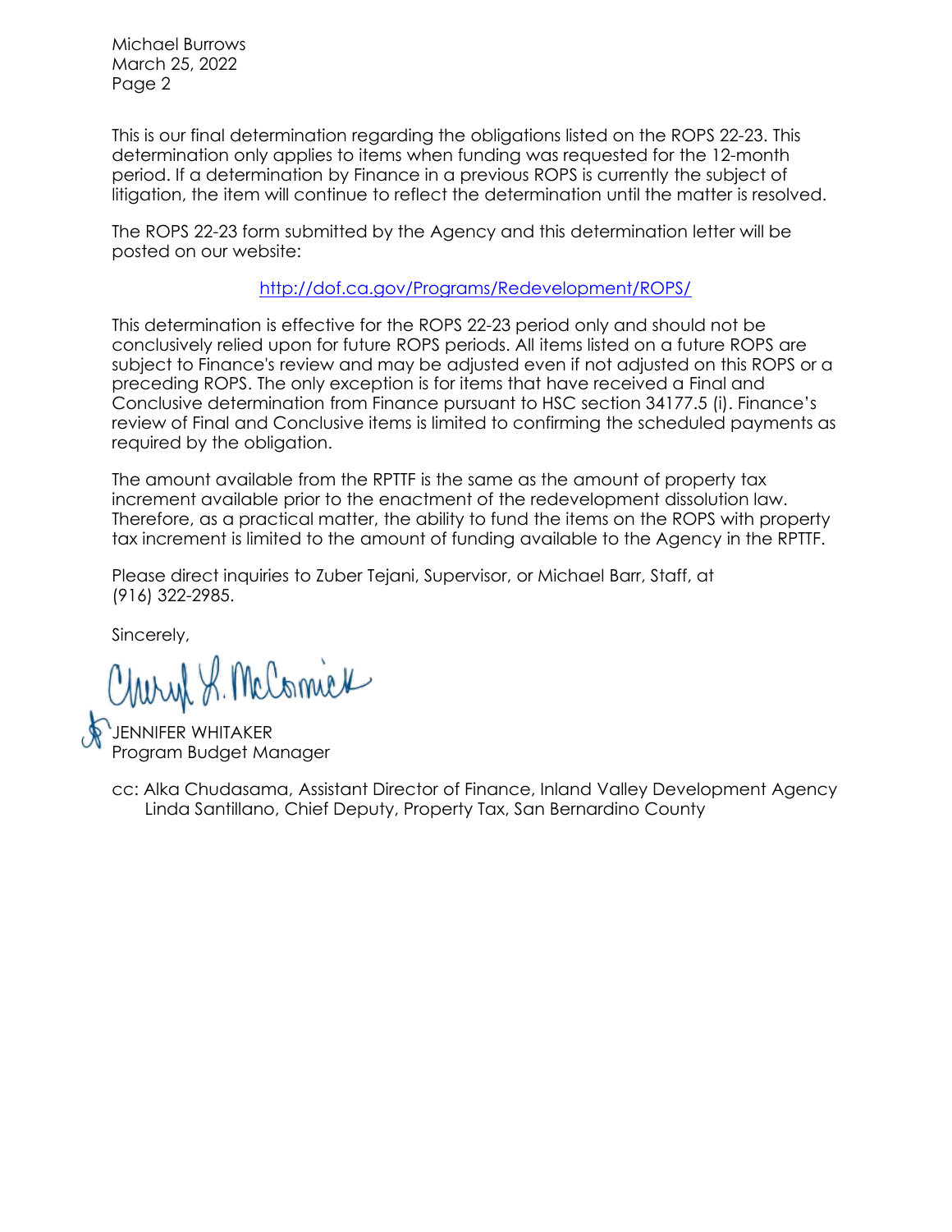This is our final determination regarding the obligations listed on the ROPS 22-23. This determination only applies to items when funding was requested for the 12-month period. If a determination by Finance in a previous ROPS is currently the subject of litigation, the item will continue to reflect the determination until the matter is resolved.

The ROPS 22-23 form submitted by the Agency and this determination letter will be posted on our website:

http://dof.ca.gov/Programs/Redevelopment/ROPS/

This determination is effective for the ROPS 22-23 period only and should not be conclusively relied upon for future ROPS periods. All items listed on a future ROPS are subject to Finance's review and may be adjusted even if not adjusted on this ROPS or a preceding ROPS. The only exception is for items that have received a Final and Conclusive determination from Finance pursuant to HSC section 34177.5 (i). Finance's review of Final and Conclusive items is limited to confirming the scheduled payments as required by the obligation.

The amount available from the RPTTF is the same as the amount of property tax increment available prior to the enactment of the redevelopment dissolution law. Therefore, as a practical matter, the ability to fund the items on the ROPS with property tax increment is limited to the amount of funding available to the Agency in the RPTTF.

Please direct inquiries to Zuber Tejani, Supervisor, or Michael Barr, Staff, at (916) 322-2985.

Sincerely,

Cheryl L. McCormick

JENNIFER WHITAKER
Program Budget Manager

cc: Alka Chudasama, Assistant Director of Finance, Inland Valley Development Agency
Linda Santillano, Chief Deputy, Property Tax, San Bernardino County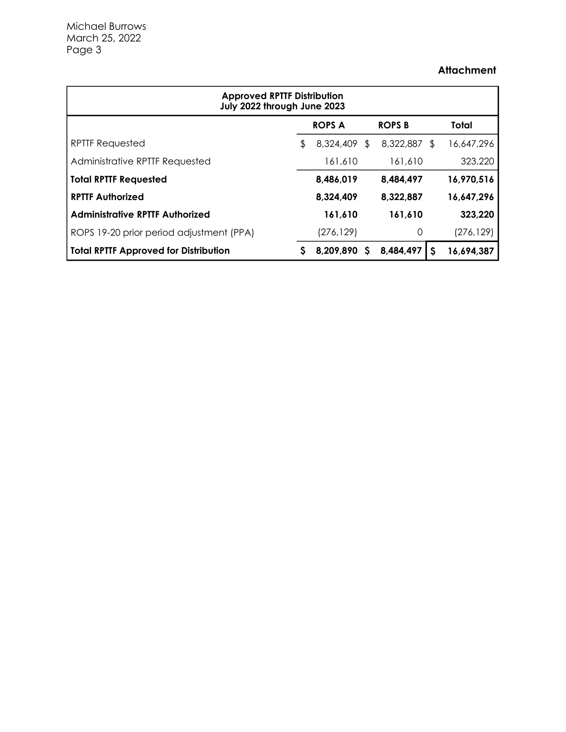**Attachment**

| Approved RPTTF Distribution<br>July 2022 through June 2023 | | | |
|---|---|---|---|
| | **ROPS A** | **ROPS B** | **Total** |
| RPTTF Requested | $ 8,324,409 | $ 8,322,887 | $ 16,647,296 |
| Administrative RPTTF Requested | 161,610 | 161,610 | 323,220 |
| **Total RPTTF Requested** | **8,486,019** | **8,484,497** | **16,970,516** |
| **RPTTF Authorized** | **8,324,409** | **8,322,887** | **16,647,296** |
| **Administrative RPTTF Authorized** | **161,610** | **161,610** | **323,220** |
| ROPS 19-20 prior period adjustment (PPA) | (276,129) | 0 | (276,129) |
| **Total RPTTF Approved for Distribution** | **$ 8,209,890** | **$ 8,484,497** | **$ 16,694,387** |